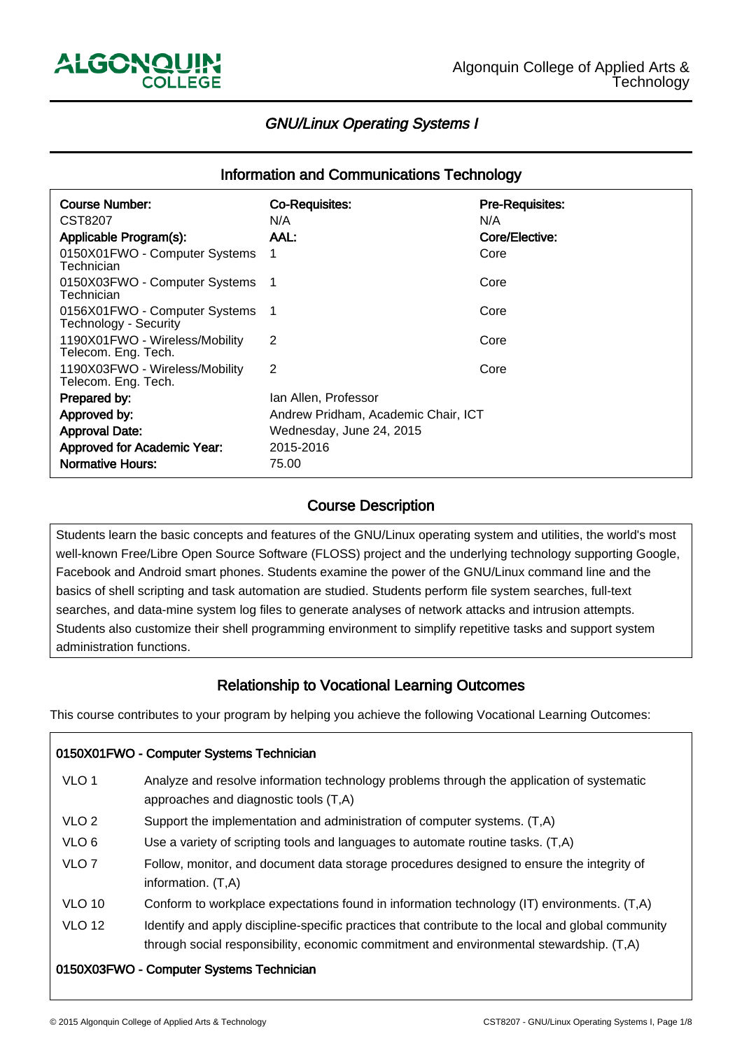Algonquin College of Applied Arts & Technology

# GNU/Linux Operating Systems I

## Information and Communications Technology

| Course Number: | Co-Requisites: | Pre-Requisites: |
|---|---|---|
| CST8207 | N/A | N/A |
| **Applicable Program(s):** | **AAL:** | **Core/Elective:** |
| 0150X01FWO - Computer Systems Technician | 1 | Core |
| 0150X03FWO - Computer Systems Technician | 1 | Core |
| 0156X01FWO - Computer Systems Technology - Security | 1 | Core |
| 1190X01FWO - Wireless/Mobility Telecom. Eng. Tech. | 2 | Core |
| 1190X03FWO - Wireless/Mobility Telecom. Eng. Tech. | 2 | Core |
| **Prepared by:** | Ian Allen, Professor | |
| **Approved by:** | Andrew Pridham, Academic Chair, ICT | |
| **Approval Date:** | Wednesday, June 24, 2015 | |
| **Approved for Academic Year:** | 2015-2016 | |
| **Normative Hours:** | 75.00 | |

## Course Description

Students learn the basic concepts and features of the GNU/Linux operating system and utilities, the world's most well-known Free/Libre Open Source Software (FLOSS) project and the underlying technology supporting Google, Facebook and Android smart phones. Students examine the power of the GNU/Linux command line and the basics of shell scripting and task automation are studied. Students perform file system searches, full-text searches, and data-mine system log files to generate analyses of network attacks and intrusion attempts. Students also customize their shell programming environment to simplify repetitive tasks and support system administration functions.

## Relationship to Vocational Learning Outcomes

This course contributes to your program by helping you achieve the following Vocational Learning Outcomes:

### 0150X01FWO - Computer Systems Technician

| | |
|---|---|
| VLO 1 | Analyze and resolve information technology problems through the application of systematic approaches and diagnostic tools (T,A) |
| VLO 2 | Support the implementation and administration of computer systems. (T,A) |
| VLO 6 | Use a variety of scripting tools and languages to automate routine tasks. (T,A) |
| VLO 7 | Follow, monitor, and document data storage procedures designed to ensure the integrity of information. (T,A) |
| VLO 10 | Conform to workplace expectations found in information technology (IT) environments. (T,A) |
| VLO 12 | Identify and apply discipline-specific practices that contribute to the local and global community through social responsibility, economic commitment and environmental stewardship. (T,A) |

### 0150X03FWO - Computer Systems Technician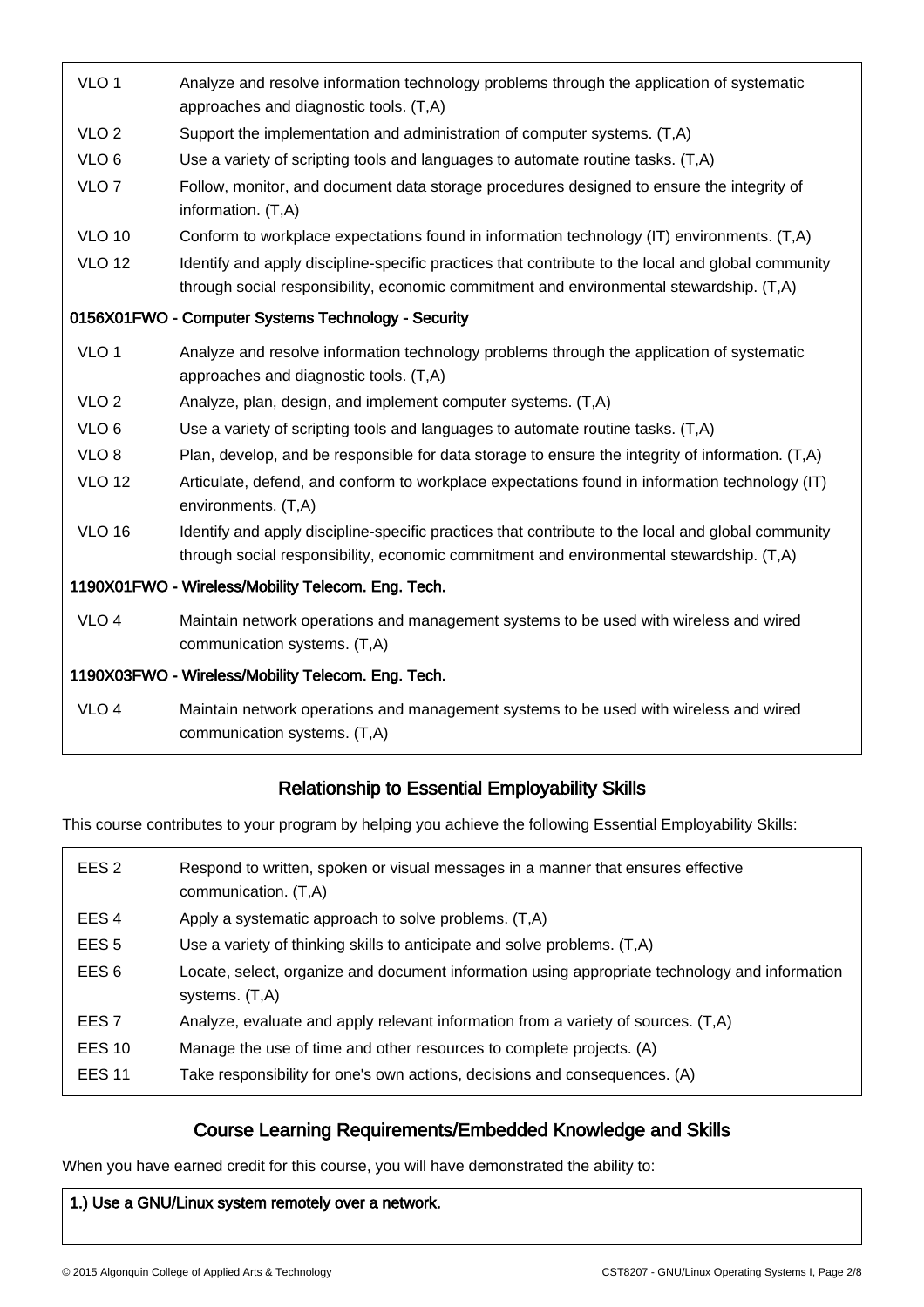| | |
|---|---|
| VLO 1 | Analyze and resolve information technology problems through the application of systematic approaches and diagnostic tools. (T,A) |
| VLO 2 | Support the implementation and administration of computer systems. (T,A) |
| VLO 6 | Use a variety of scripting tools and languages to automate routine tasks. (T,A) |
| VLO 7 | Follow, monitor, and document data storage procedures designed to ensure the integrity of information. (T,A) |
| VLO 10 | Conform to workplace expectations found in information technology (IT) environments. (T,A) |
| VLO 12 | Identify and apply discipline-specific practices that contribute to the local and global community through social responsibility, economic commitment and environmental stewardship. (T,A) |

**0156X01FWO - Computer Systems Technology - Security**

| | |
|---|---|
| VLO 1 | Analyze and resolve information technology problems through the application of systematic approaches and diagnostic tools. (T,A) |
| VLO 2 | Analyze, plan, design, and implement computer systems. (T,A) |
| VLO 6 | Use a variety of scripting tools and languages to automate routine tasks. (T,A) |
| VLO 8 | Plan, develop, and be responsible for data storage to ensure the integrity of information. (T,A) |
| VLO 12 | Articulate, defend, and conform to workplace expectations found in information technology (IT) environments. (T,A) |
| VLO 16 | Identify and apply discipline-specific practices that contribute to the local and global community through social responsibility, economic commitment and environmental stewardship. (T,A) |

**1190X01FWO - Wireless/Mobility Telecom. Eng. Tech.**

| | |
|---|---|
| VLO 4 | Maintain network operations and management systems to be used with wireless and wired communication systems. (T,A) |

**1190X03FWO - Wireless/Mobility Telecom. Eng. Tech.**

| | |
|---|---|
| VLO 4 | Maintain network operations and management systems to be used with wireless and wired communication systems. (T,A) |

## Relationship to Essential Employability Skills

This course contributes to your program by helping you achieve the following Essential Employability Skills:

| | |
|---|---|
| EES 2 | Respond to written, spoken or visual messages in a manner that ensures effective communication. (T,A) |
| EES 4 | Apply a systematic approach to solve problems. (T,A) |
| EES 5 | Use a variety of thinking skills to anticipate and solve problems. (T,A) |
| EES 6 | Locate, select, organize and document information using appropriate technology and information systems. (T,A) |
| EES 7 | Analyze, evaluate and apply relevant information from a variety of sources. (T,A) |
| EES 10 | Manage the use of time and other resources to complete projects. (A) |
| EES 11 | Take responsibility for one's own actions, decisions and consequences. (A) |

## Course Learning Requirements/Embedded Knowledge and Skills

When you have earned credit for this course, you will have demonstrated the ability to:

**1.) Use a GNU/Linux system remotely over a network.**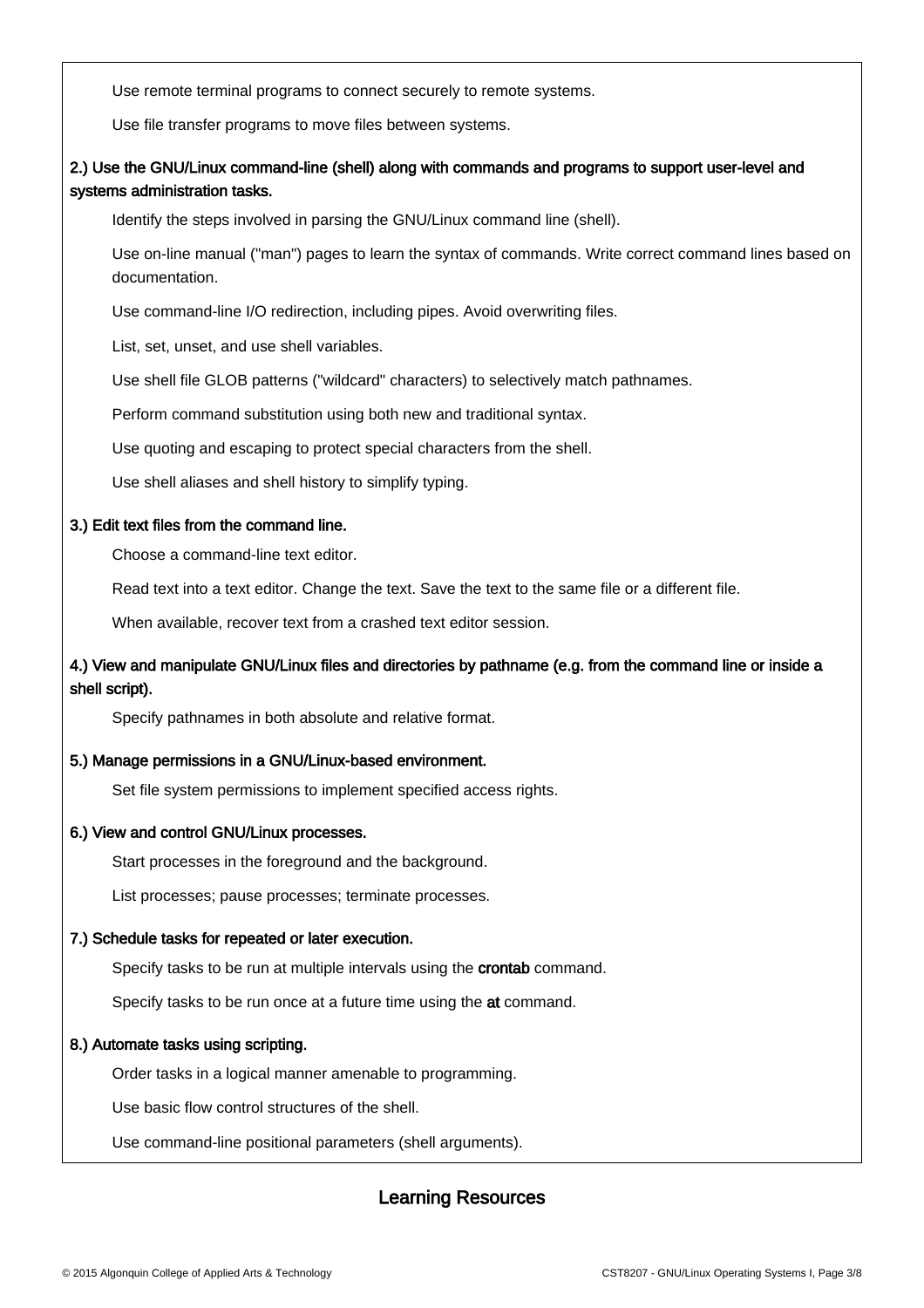Use remote terminal programs to connect securely to remote systems.

Use file transfer programs to move files between systems.

**2.) Use the GNU/Linux command-line (shell) along with commands and programs to support user-level and systems administration tasks.**

Identify the steps involved in parsing the GNU/Linux command line (shell).

Use on-line manual ("man") pages to learn the syntax of commands. Write correct command lines based on documentation.

Use command-line I/O redirection, including pipes. Avoid overwriting files.

List, set, unset, and use shell variables.

Use shell file GLOB patterns ("wildcard" characters) to selectively match pathnames.

Perform command substitution using both new and traditional syntax.

Use quoting and escaping to protect special characters from the shell.

Use shell aliases and shell history to simplify typing.

**3.) Edit text files from the command line.**

Choose a command-line text editor.

Read text into a text editor. Change the text. Save the text to the same file or a different file.

When available, recover text from a crashed text editor session.

**4.) View and manipulate GNU/Linux files and directories by pathname (e.g. from the command line or inside a shell script).**

Specify pathnames in both absolute and relative format.

**5.) Manage permissions in a GNU/Linux-based environment.**

Set file system permissions to implement specified access rights.

**6.) View and control GNU/Linux processes.**

Start processes in the foreground and the background.

List processes; pause processes; terminate processes.

**7.) Schedule tasks for repeated or later execution.**

Specify tasks to be run at multiple intervals using the **crontab** command.

Specify tasks to be run once at a future time using the **at** command.

**8.) Automate tasks using scripting.**

Order tasks in a logical manner amenable to programming.

Use basic flow control structures of the shell.

Use command-line positional parameters (shell arguments).

## Learning Resources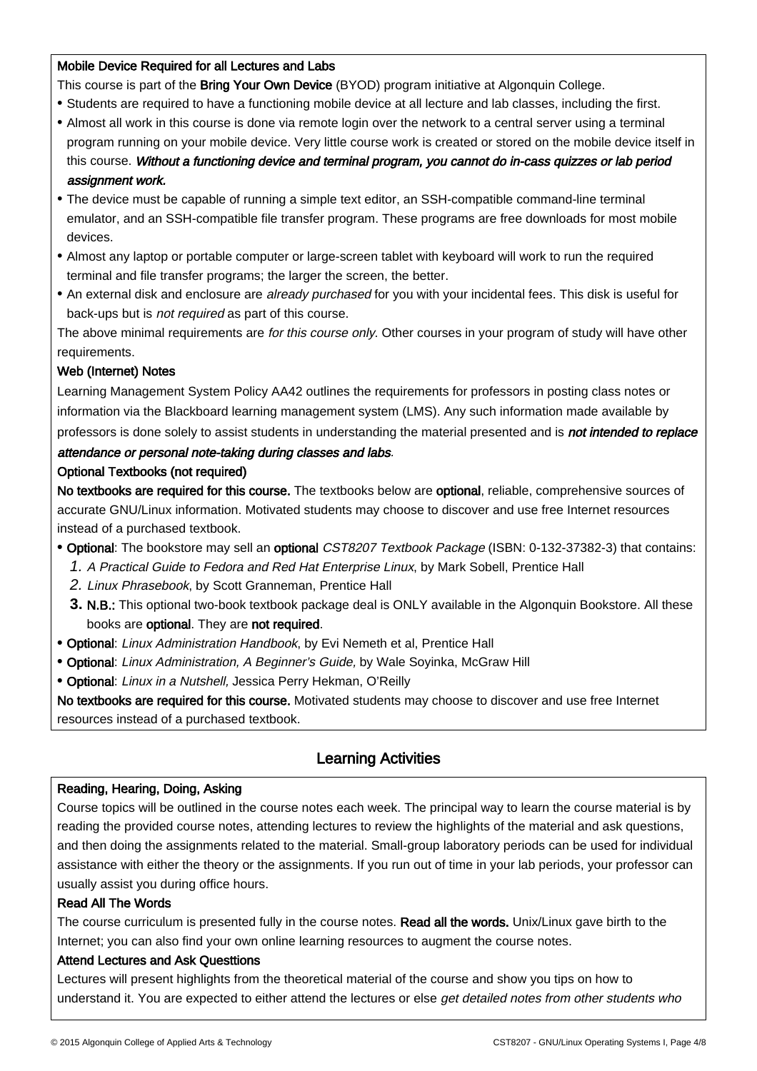**Mobile Device Required for all Lectures and Labs**

This course is part of the **Bring Your Own Device** (BYOD) program initiative at Algonquin College.

- Students are required to have a functioning mobile device at all lecture and lab classes, including the first.
- Almost all work in this course is done via remote login over the network to a central server using a terminal program running on your mobile device. Very little course work is created or stored on the mobile device itself in this course. ***Without a functioning device and terminal program, you cannot do in-cass quizzes or lab period assignment work.***
- The device must be capable of running a simple text editor, an SSH-compatible command-line terminal emulator, and an SSH-compatible file transfer program. These programs are free downloads for most mobile devices.
- Almost any laptop or portable computer or large-screen tablet with keyboard will work to run the required terminal and file transfer programs; the larger the screen, the better.
- An external disk and enclosure are *already purchased* for you with your incidental fees. This disk is useful for back-ups but is *not required* as part of this course.

The above minimal requirements are *for this course only*. Other courses in your program of study will have other requirements.

**Web (Internet) Notes**

Learning Management System Policy AA42 outlines the requirements for professors in posting class notes or information via the Blackboard learning management system (LMS). Any such information made available by professors is done solely to assist students in understanding the material presented and is ***not intended to replace attendance or personal note-taking during classes and labs***.

**Optional Textbooks (not required)**

**No textbooks are required for this course.** The textbooks below are **optional**, reliable, comprehensive sources of accurate GNU/Linux information. Motivated students may choose to discover and use free Internet resources instead of a purchased textbook.

- **Optional**: The bookstore may sell an **optional** *CST8207 Textbook Package* (ISBN: 0-132-37382-3) that contains:
  1. *A Practical Guide to Fedora and Red Hat Enterprise Linux*, by Mark Sobell, Prentice Hall
  2. *Linux Phrasebook*, by Scott Granneman, Prentice Hall
  3. **N.B.:** This optional two-book textbook package deal is ONLY available in the Algonquin Bookstore. All these books are **optional**. They are **not required**.
- **Optional**: *Linux Administration Handbook*, by Evi Nemeth et al, Prentice Hall
- **Optional**: *Linux Administration, A Beginner's Guide,* by Wale Soyinka, McGraw Hill
- **Optional**: *Linux in a Nutshell,* Jessica Perry Hekman, O'Reilly

**No textbooks are required for this course.** Motivated students may choose to discover and use free Internet resources instead of a purchased textbook.

## Learning Activities

**Reading, Hearing, Doing, Asking**

Course topics will be outlined in the course notes each week. The principal way to learn the course material is by reading the provided course notes, attending lectures to review the highlights of the material and ask questions, and then doing the assignments related to the material. Small-group laboratory periods can be used for individual assistance with either the theory or the assignments. If you run out of time in your lab periods, your professor can usually assist you during office hours.

**Read All The Words**

The course curriculum is presented fully in the course notes. **Read all the words.** Unix/Linux gave birth to the Internet; you can also find your own online learning resources to augment the course notes.

**Attend Lectures and Ask Questtions**

Lectures will present highlights from the theoretical material of the course and show you tips on how to understand it. You are expected to either attend the lectures or else *get detailed notes from other students who*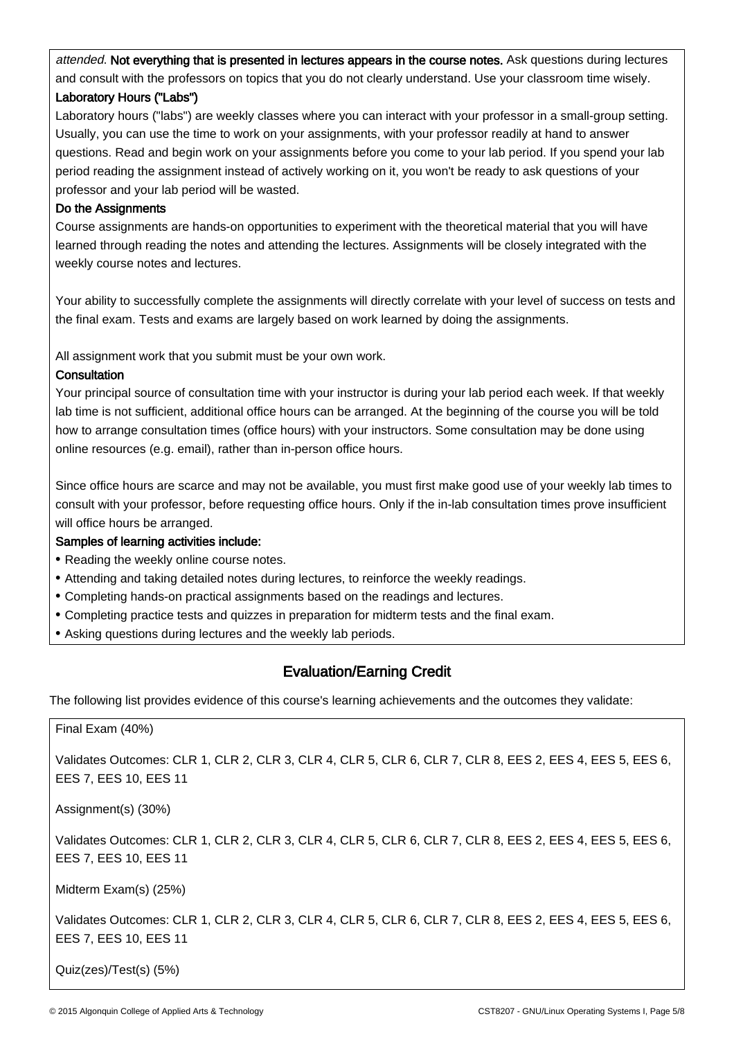*attended*. **Not everything that is presented in lectures appears in the course notes.** Ask questions during lectures and consult with the professors on topics that you do not clearly understand. Use your classroom time wisely.

**Laboratory Hours ("Labs")**

Laboratory hours ("labs") are weekly classes where you can interact with your professor in a small-group setting. Usually, you can use the time to work on your assignments, with your professor readily at hand to answer questions. Read and begin work on your assignments before you come to your lab period. If you spend your lab period reading the assignment instead of actively working on it, you won't be ready to ask questions of your professor and your lab period will be wasted.

**Do the Assignments**

Course assignments are hands-on opportunities to experiment with the theoretical material that you will have learned through reading the notes and attending the lectures. Assignments will be closely integrated with the weekly course notes and lectures.

Your ability to successfully complete the assignments will directly correlate with your level of success on tests and the final exam. Tests and exams are largely based on work learned by doing the assignments.

All assignment work that you submit must be your own work.

**Consultation**

Your principal source of consultation time with your instructor is during your lab period each week. If that weekly lab time is not sufficient, additional office hours can be arranged. At the beginning of the course you will be told how to arrange consultation times (office hours) with your instructors. Some consultation may be done using online resources (e.g. email), rather than in-person office hours.

Since office hours are scarce and may not be available, you must first make good use of your weekly lab times to consult with your professor, before requesting office hours. Only if the in-lab consultation times prove insufficient will office hours be arranged.

**Samples of learning activities include:**

- Reading the weekly online course notes.
- Attending and taking detailed notes during lectures, to reinforce the weekly readings.
- Completing hands-on practical assignments based on the readings and lectures.
- Completing practice tests and quizzes in preparation for midterm tests and the final exam.
- Asking questions during lectures and the weekly lab periods.

## Evaluation/Earning Credit

The following list provides evidence of this course's learning achievements and the outcomes they validate:

Final Exam (40%)

Validates Outcomes: CLR 1, CLR 2, CLR 3, CLR 4, CLR 5, CLR 6, CLR 7, CLR 8, EES 2, EES 4, EES 5, EES 6, EES 7, EES 10, EES 11

Assignment(s) (30%)

Validates Outcomes: CLR 1, CLR 2, CLR 3, CLR 4, CLR 5, CLR 6, CLR 7, CLR 8, EES 2, EES 4, EES 5, EES 6, EES 7, EES 10, EES 11

Midterm Exam(s) (25%)

Validates Outcomes: CLR 1, CLR 2, CLR 3, CLR 4, CLR 5, CLR 6, CLR 7, CLR 8, EES 2, EES 4, EES 5, EES 6, EES 7, EES 10, EES 11

Quiz(zes)/Test(s) (5%)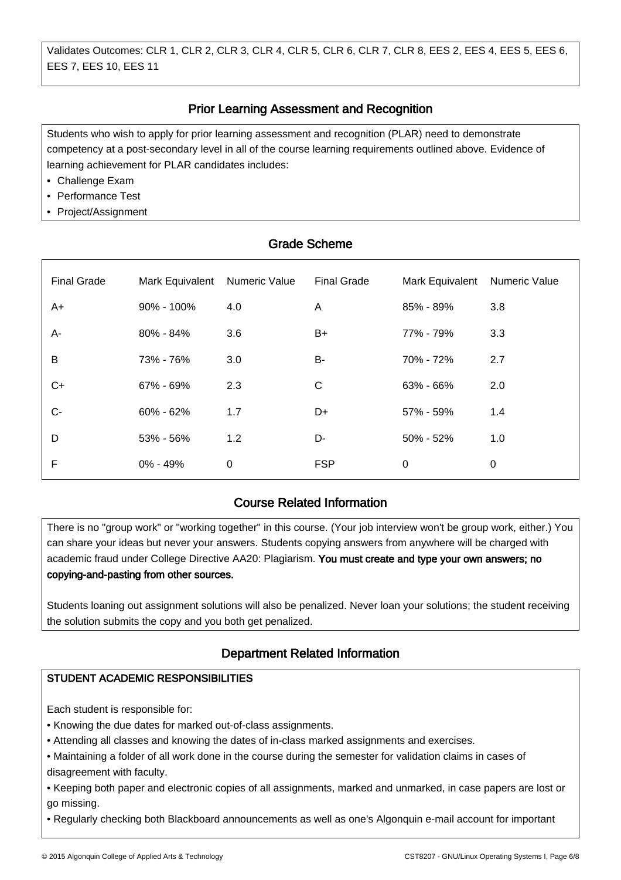Validates Outcomes: CLR 1, CLR 2, CLR 3, CLR 4, CLR 5, CLR 6, CLR 7, CLR 8, EES 2, EES 4, EES 5, EES 6, EES 7, EES 10, EES 11

## Prior Learning Assessment and Recognition

Students who wish to apply for prior learning assessment and recognition (PLAR) need to demonstrate competency at a post-secondary level in all of the course learning requirements outlined above. Evidence of learning achievement for PLAR candidates includes:

- Challenge Exam
- Performance Test
- Project/Assignment

## Grade Scheme

| Final Grade | Mark Equivalent | Numeric Value | Final Grade | Mark Equivalent | Numeric Value |
|---|---|---|---|---|---|
| A+ | 90% - 100% | 4.0 | A | 85% - 89% | 3.8 |
| A- | 80% - 84% | 3.6 | B+ | 77% - 79% | 3.3 |
| B | 73% - 76% | 3.0 | B- | 70% - 72% | 2.7 |
| C+ | 67% - 69% | 2.3 | C | 63% - 66% | 2.0 |
| C- | 60% - 62% | 1.7 | D+ | 57% - 59% | 1.4 |
| D | 53% - 56% | 1.2 | D- | 50% - 52% | 1.0 |
| F | 0% - 49% | 0 | FSP | 0 | 0 |

## Course Related Information

There is no "group work" or "working together" in this course. (Your job interview won't be group work, either.) You can share your ideas but never your answers. Students copying answers from anywhere will be charged with academic fraud under College Directive AA20: Plagiarism. **You must create and type your own answers; no copying-and-pasting from other sources.**

Students loaning out assignment solutions will also be penalized. Never loan your solutions; the student receiving the solution submits the copy and you both get penalized.

## Department Related Information

**STUDENT ACADEMIC RESPONSIBILITIES**

Each student is responsible for:

- Knowing the due dates for marked out-of-class assignments.
- Attending all classes and knowing the dates of in-class marked assignments and exercises.
- Maintaining a folder of all work done in the course during the semester for validation claims in cases of disagreement with faculty.
- Keeping both paper and electronic copies of all assignments, marked and unmarked, in case papers are lost or go missing.
- Regularly checking both Blackboard announcements as well as one's Algonquin e-mail account for important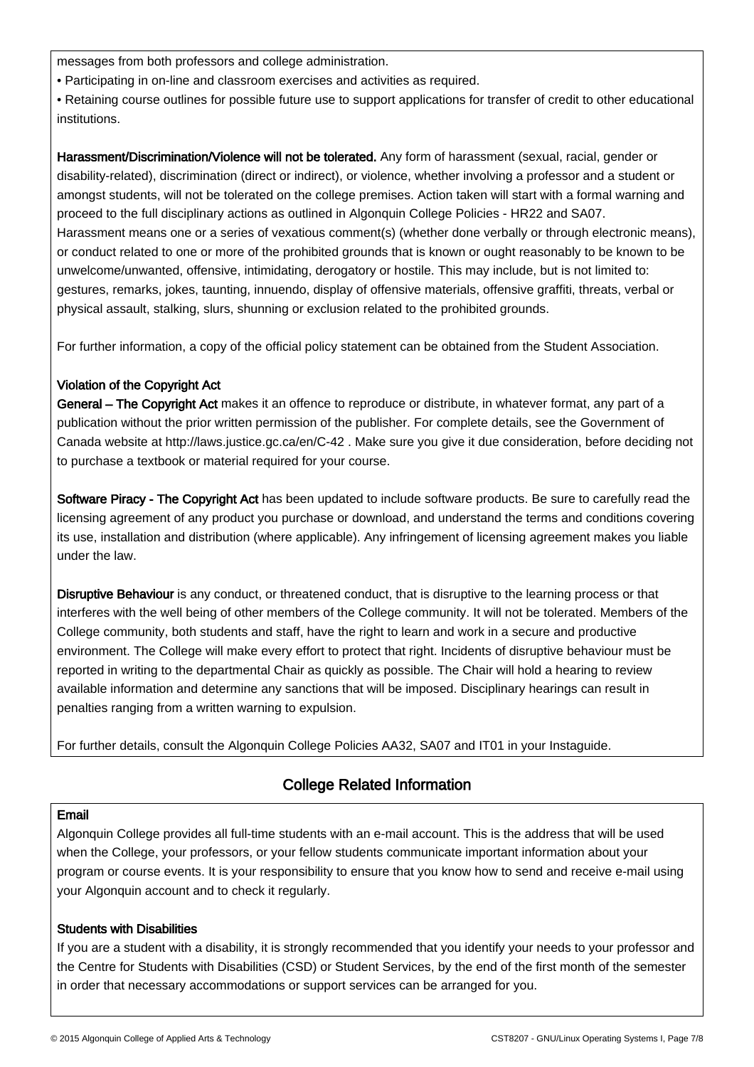messages from both professors and college administration.

• Participating in on-line and classroom exercises and activities as required.

• Retaining course outlines for possible future use to support applications for transfer of credit to other educational institutions.

**Harassment/Discrimination/Violence will not be tolerated.** Any form of harassment (sexual, racial, gender or disability-related), discrimination (direct or indirect), or violence, whether involving a professor and a student or amongst students, will not be tolerated on the college premises. Action taken will start with a formal warning and proceed to the full disciplinary actions as outlined in Algonquin College Policies - HR22 and SA07.
Harassment means one or a series of vexatious comment(s) (whether done verbally or through electronic means), or conduct related to one or more of the prohibited grounds that is known or ought reasonably to be known to be unwelcome/unwanted, offensive, intimidating, derogatory or hostile. This may include, but is not limited to: gestures, remarks, jokes, taunting, innuendo, display of offensive materials, offensive graffiti, threats, verbal or physical assault, stalking, slurs, shunning or exclusion related to the prohibited grounds.

For further information, a copy of the official policy statement can be obtained from the Student Association.

**Violation of the Copyright Act**

**General – The Copyright Act** makes it an offence to reproduce or distribute, in whatever format, any part of a publication without the prior written permission of the publisher. For complete details, see the Government of Canada website at http://laws.justice.gc.ca/en/C-42 . Make sure you give it due consideration, before deciding not to purchase a textbook or material required for your course.

**Software Piracy - The Copyright Act** has been updated to include software products. Be sure to carefully read the licensing agreement of any product you purchase or download, and understand the terms and conditions covering its use, installation and distribution (where applicable). Any infringement of licensing agreement makes you liable under the law.

**Disruptive Behaviour** is any conduct, or threatened conduct, that is disruptive to the learning process or that interferes with the well being of other members of the College community. It will not be tolerated. Members of the College community, both students and staff, have the right to learn and work in a secure and productive environment. The College will make every effort to protect that right. Incidents of disruptive behaviour must be reported in writing to the departmental Chair as quickly as possible. The Chair will hold a hearing to review available information and determine any sanctions that will be imposed. Disciplinary hearings can result in penalties ranging from a written warning to expulsion.

For further details, consult the Algonquin College Policies AA32, SA07 and IT01 in your Instaguide.

## College Related Information

**Email**

Algonquin College provides all full-time students with an e-mail account. This is the address that will be used when the College, your professors, or your fellow students communicate important information about your program or course events. It is your responsibility to ensure that you know how to send and receive e-mail using your Algonquin account and to check it regularly.

**Students with Disabilities**

If you are a student with a disability, it is strongly recommended that you identify your needs to your professor and the Centre for Students with Disabilities (CSD) or Student Services, by the end of the first month of the semester in order that necessary accommodations or support services can be arranged for you.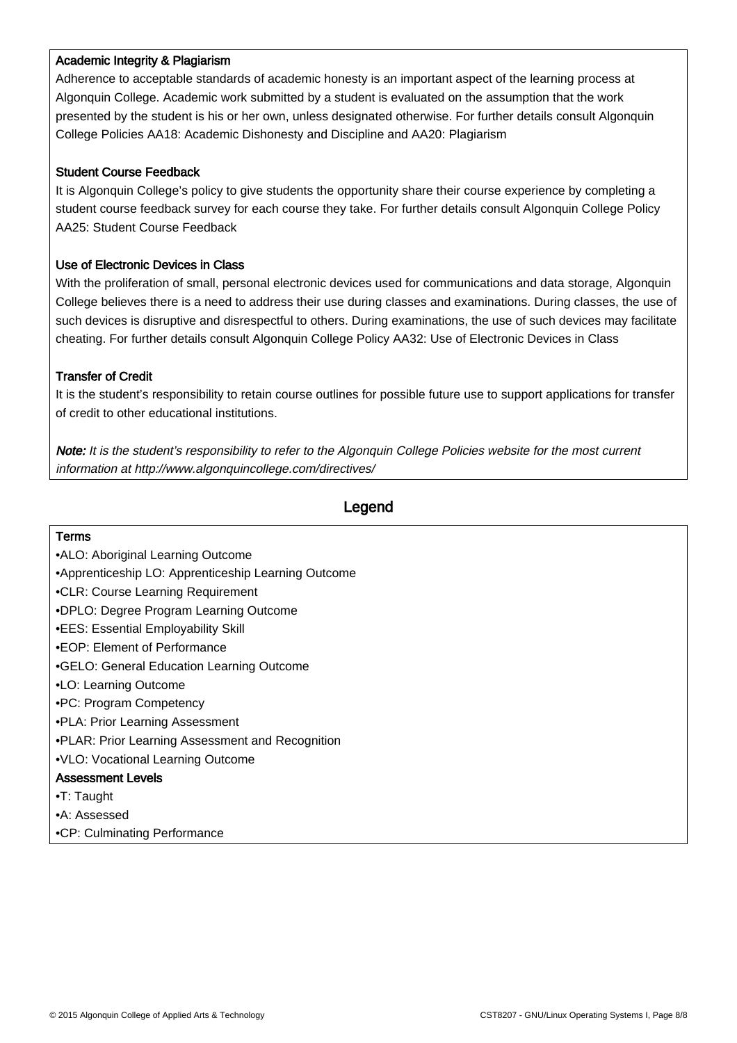**Academic Integrity & Plagiarism**

Adherence to acceptable standards of academic honesty is an important aspect of the learning process at Algonquin College. Academic work submitted by a student is evaluated on the assumption that the work presented by the student is his or her own, unless designated otherwise. For further details consult Algonquin College Policies AA18: Academic Dishonesty and Discipline and AA20: Plagiarism

**Student Course Feedback**

It is Algonquin College's policy to give students the opportunity share their course experience by completing a student course feedback survey for each course they take. For further details consult Algonquin College Policy AA25: Student Course Feedback

**Use of Electronic Devices in Class**

With the proliferation of small, personal electronic devices used for communications and data storage, Algonquin College believes there is a need to address their use during classes and examinations. During classes, the use of such devices is disruptive and disrespectful to others. During examinations, the use of such devices may facilitate cheating. For further details consult Algonquin College Policy AA32: Use of Electronic Devices in Class

**Transfer of Credit**

It is the student's responsibility to retain course outlines for possible future use to support applications for transfer of credit to other educational institutions.

***Note:*** *It is the student's responsibility to refer to the Algonquin College Policies website for the most current information at http://www.algonquincollege.com/directives/*

## Legend

**Terms**

- ALO: Aboriginal Learning Outcome
- Apprenticeship LO: Apprenticeship Learning Outcome
- CLR: Course Learning Requirement
- DPLO: Degree Program Learning Outcome
- EES: Essential Employability Skill
- EOP: Element of Performance
- GELO: General Education Learning Outcome
- LO: Learning Outcome
- PC: Program Competency
- PLA: Prior Learning Assessment
- PLAR: Prior Learning Assessment and Recognition
- VLO: Vocational Learning Outcome

**Assessment Levels**

- T: Taught
- A: Assessed
- CP: Culminating Performance